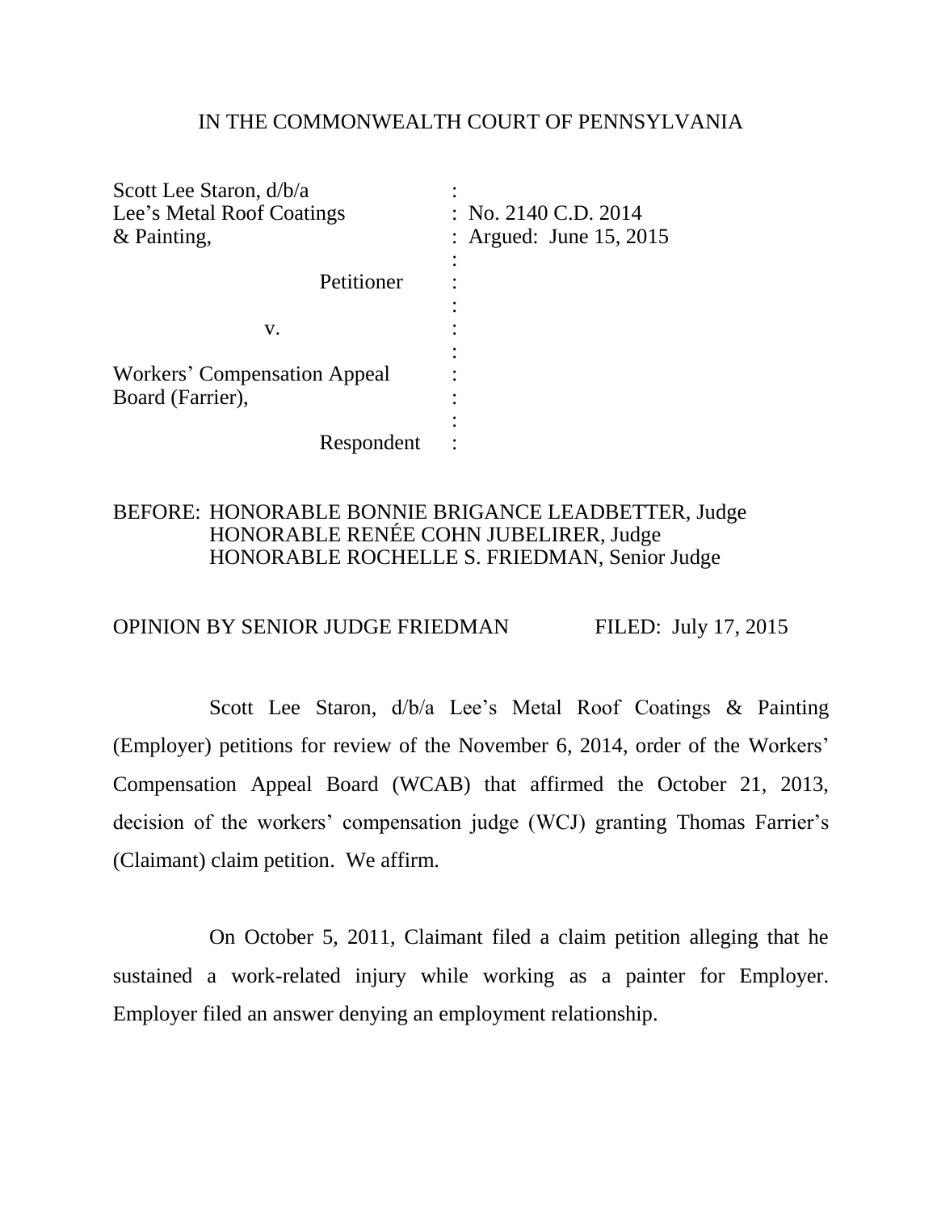IN THE COMMONWEALTH COURT OF PENNSYLVANIA

| | |
|---|---|
| Scott Lee Staron, d/b/a Lee's Metal Roof Coatings & Painting, | : No. 2140 C.D. 2014 |
| | : Argued: June 15, 2015 |
| Petitioner | : |
| v. | : |
| Workers' Compensation Appeal Board (Farrier), | : |
| Respondent | : |

BEFORE: HONORABLE BONNIE BRIGANCE LEADBETTER, Judge
HONORABLE RENÉE COHN JUBELIRER, Judge
HONORABLE ROCHELLE S. FRIEDMAN, Senior Judge

OPINION BY SENIOR JUDGE FRIEDMAN FILED: July 17, 2015

Scott Lee Staron, d/b/a Lee's Metal Roof Coatings & Painting (Employer) petitions for review of the November 6, 2014, order of the Workers' Compensation Appeal Board (WCAB) that affirmed the October 21, 2013, decision of the workers' compensation judge (WCJ) granting Thomas Farrier's (Claimant) claim petition. We affirm.

On October 5, 2011, Claimant filed a claim petition alleging that he sustained a work-related injury while working as a painter for Employer. Employer filed an answer denying an employment relationship.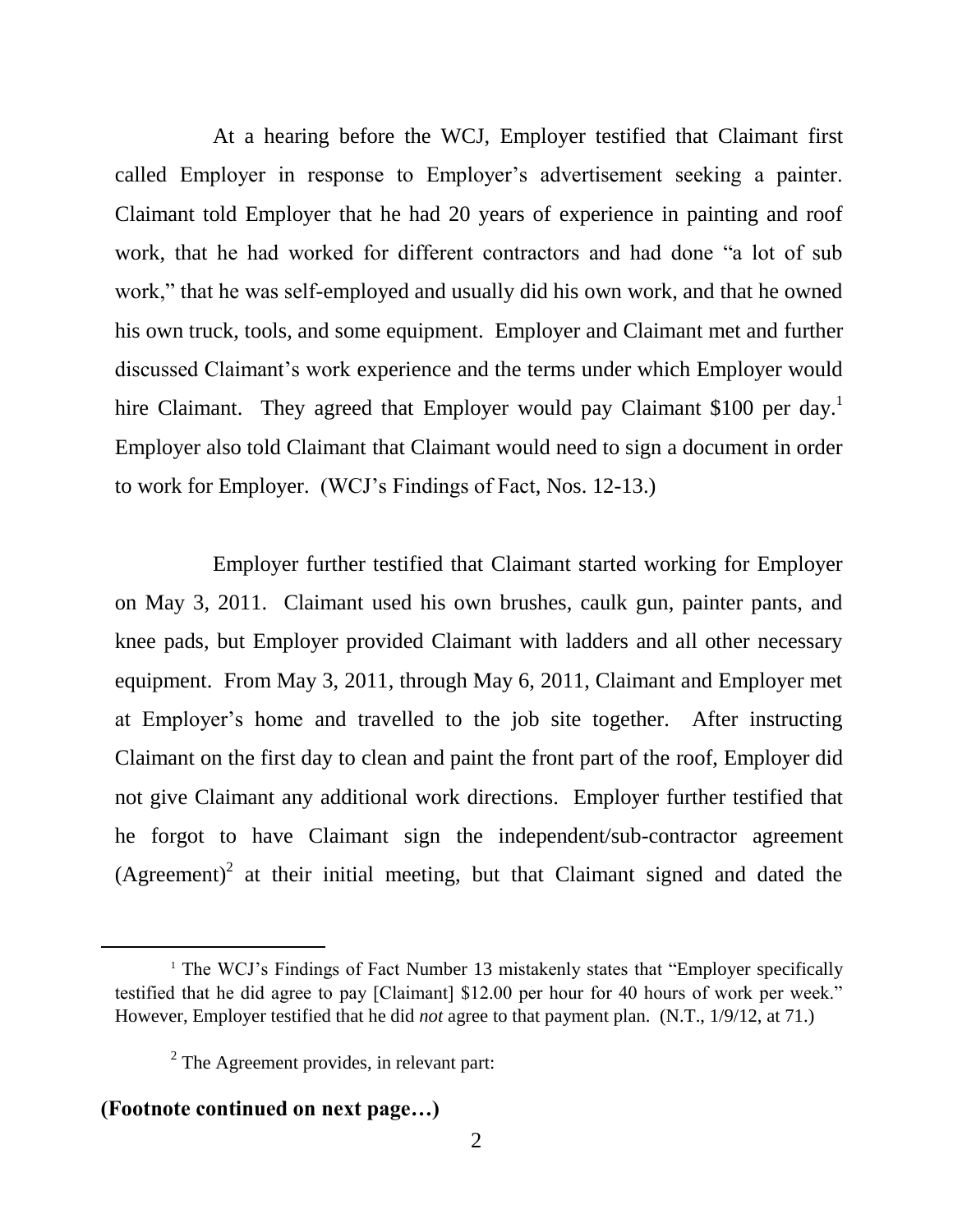At a hearing before the WCJ, Employer testified that Claimant first called Employer in response to Employer's advertisement seeking a painter. Claimant told Employer that he had 20 years of experience in painting and roof work, that he had worked for different contractors and had done "a lot of sub work," that he was self-employed and usually did his own work, and that he owned his own truck, tools, and some equipment. Employer and Claimant met and further discussed Claimant's work experience and the terms under which Employer would hire Claimant. They agreed that Employer would pay Claimant $100 per day.[1] Employer also told Claimant that Claimant would need to sign a document in order to work for Employer. (WCJ's Findings of Fact, Nos. 12-13.)

Employer further testified that Claimant started working for Employer on May 3, 2011. Claimant used his own brushes, caulk gun, painter pants, and knee pads, but Employer provided Claimant with ladders and all other necessary equipment. From May 3, 2011, through May 6, 2011, Claimant and Employer met at Employer's home and travelled to the job site together. After instructing Claimant on the first day to clean and paint the front part of the roof, Employer did not give Claimant any additional work directions. Employer further testified that he forgot to have Claimant sign the independent/sub-contractor agreement (Agreement)[2] at their initial meeting, but that Claimant signed and dated the

---

[1] The WCJ's Findings of Fact Number 13 mistakenly states that "Employer specifically testified that he did agree to pay [Claimant] $12.00 per hour for 40 hours of work per week." However, Employer testified that he did *not* agree to that payment plan. (N.T., 1/9/12, at 71.)

[2] The Agreement provides, in relevant part:

**(Footnote continued on next page…)**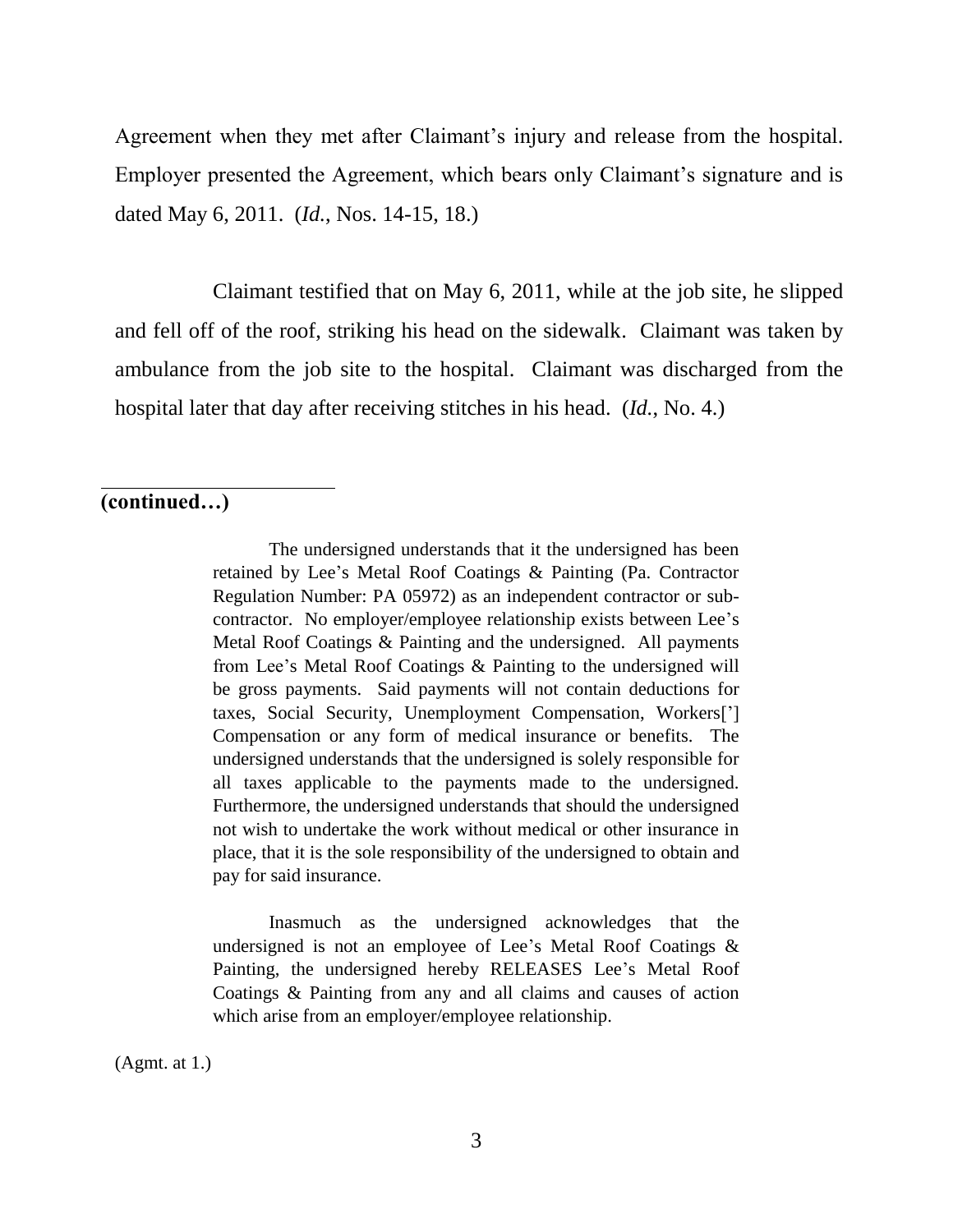Agreement when they met after Claimant's injury and release from the hospital. Employer presented the Agreement, which bears only Claimant's signature and is dated May 6, 2011. (*Id.*, Nos. 14-15, 18.)

Claimant testified that on May 6, 2011, while at the job site, he slipped and fell off of the roof, striking his head on the sidewalk. Claimant was taken by ambulance from the job site to the hospital. Claimant was discharged from the hospital later that day after receiving stitches in his head. (*Id.*, No. 4.)

---

**(continued…)**

> The undersigned understands that it the undersigned has been retained by Lee's Metal Roof Coatings & Painting (Pa. Contractor Regulation Number: PA 05972) as an independent contractor or sub-contractor. No employer/employee relationship exists between Lee's Metal Roof Coatings & Painting and the undersigned. All payments from Lee's Metal Roof Coatings & Painting to the undersigned will be gross payments. Said payments will not contain deductions for taxes, Social Security, Unemployment Compensation, Workers['] Compensation or any form of medical insurance or benefits. The undersigned understands that the undersigned is solely responsible for all taxes applicable to the payments made to the undersigned. Furthermore, the undersigned understands that should the undersigned not wish to undertake the work without medical or other insurance in place, that it is the sole responsibility of the undersigned to obtain and pay for said insurance.
>
> Inasmuch as the undersigned acknowledges that the undersigned is not an employee of Lee's Metal Roof Coatings & Painting, the undersigned hereby RELEASES Lee's Metal Roof Coatings & Painting from any and all claims and causes of action which arise from an employer/employee relationship.

(Agmt. at 1.)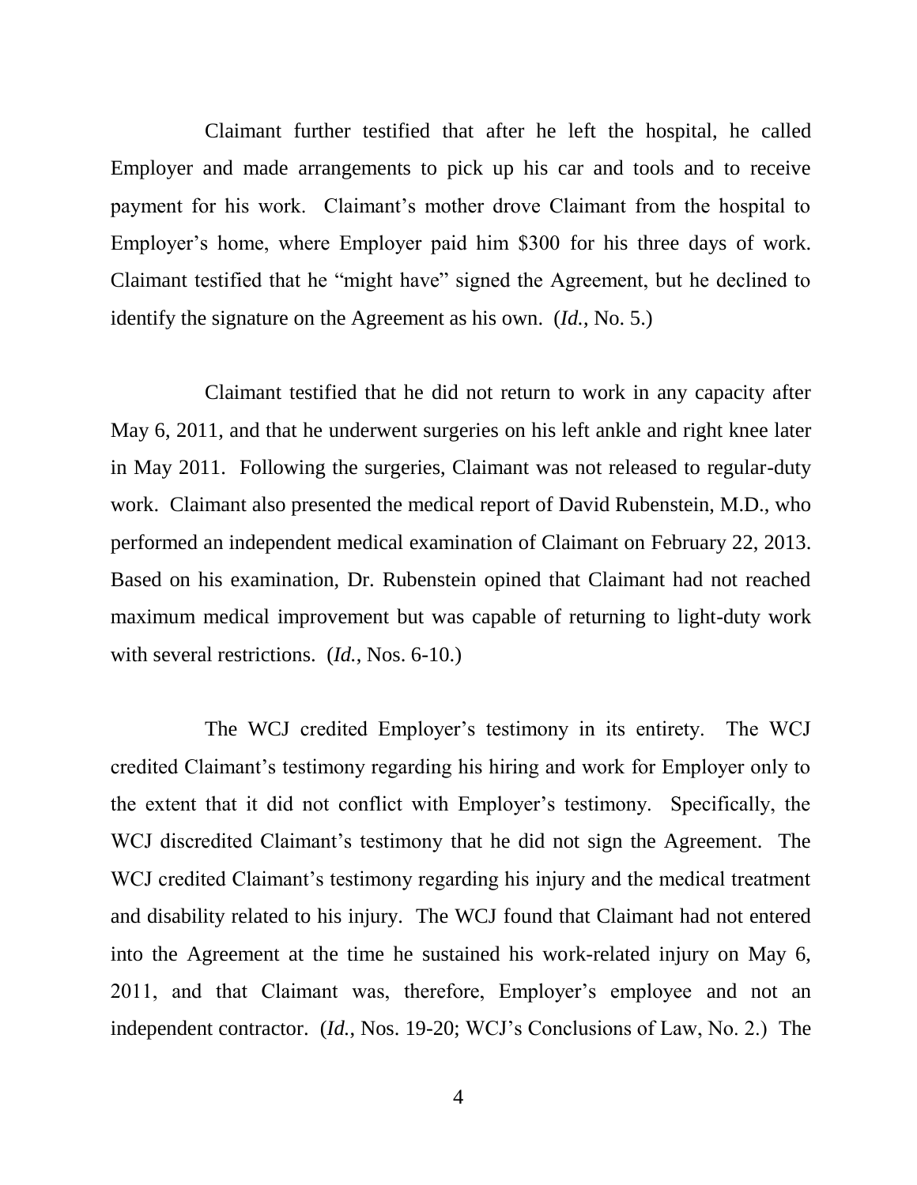Claimant further testified that after he left the hospital, he called Employer and made arrangements to pick up his car and tools and to receive payment for his work. Claimant's mother drove Claimant from the hospital to Employer's home, where Employer paid him $300 for his three days of work. Claimant testified that he "might have" signed the Agreement, but he declined to identify the signature on the Agreement as his own. (*Id.*, No. 5.)

Claimant testified that he did not return to work in any capacity after May 6, 2011, and that he underwent surgeries on his left ankle and right knee later in May 2011. Following the surgeries, Claimant was not released to regular-duty work. Claimant also presented the medical report of David Rubenstein, M.D., who performed an independent medical examination of Claimant on February 22, 2013. Based on his examination, Dr. Rubenstein opined that Claimant had not reached maximum medical improvement but was capable of returning to light-duty work with several restrictions. (*Id.*, Nos. 6-10.)

The WCJ credited Employer's testimony in its entirety. The WCJ credited Claimant's testimony regarding his hiring and work for Employer only to the extent that it did not conflict with Employer's testimony. Specifically, the WCJ discredited Claimant's testimony that he did not sign the Agreement. The WCJ credited Claimant's testimony regarding his injury and the medical treatment and disability related to his injury. The WCJ found that Claimant had not entered into the Agreement at the time he sustained his work-related injury on May 6, 2011, and that Claimant was, therefore, Employer's employee and not an independent contractor. (*Id.*, Nos. 19-20; WCJ's Conclusions of Law, No. 2.) The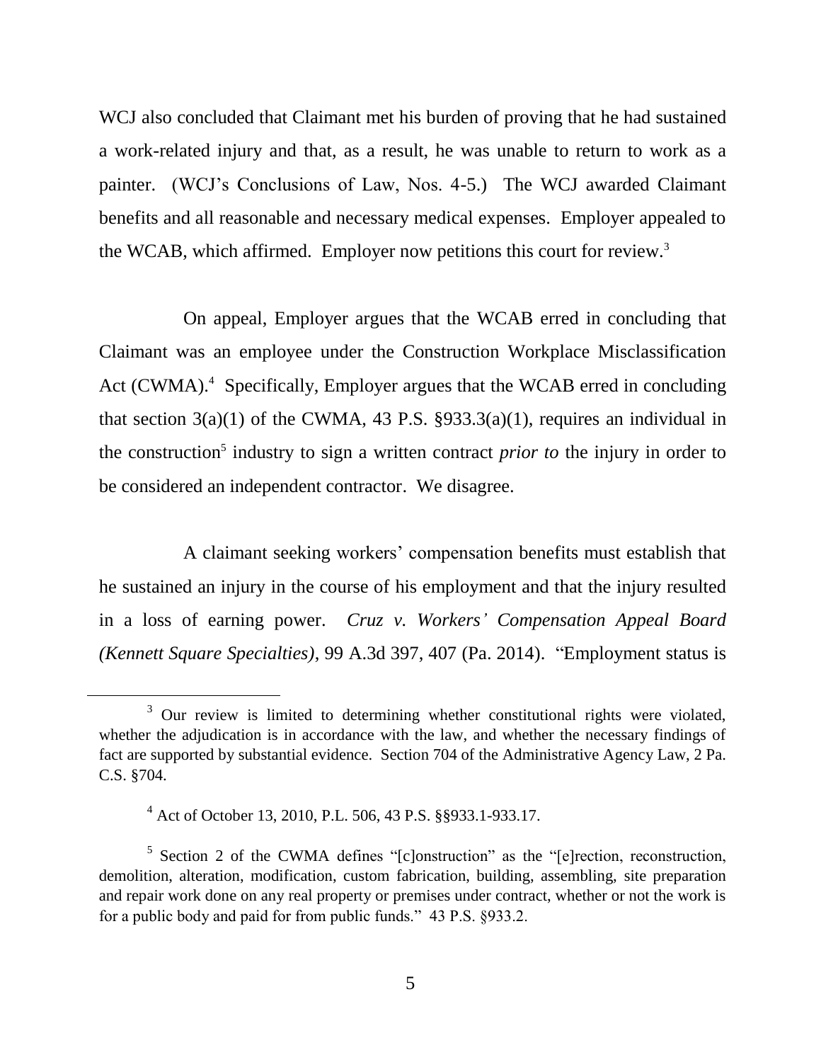WCJ also concluded that Claimant met his burden of proving that he had sustained a work-related injury and that, as a result, he was unable to return to work as a painter. (WCJ's Conclusions of Law, Nos. 4-5.) The WCJ awarded Claimant benefits and all reasonable and necessary medical expenses. Employer appealed to the WCAB, which affirmed. Employer now petitions this court for review.[3]

On appeal, Employer argues that the WCAB erred in concluding that Claimant was an employee under the Construction Workplace Misclassification Act (CWMA).[4] Specifically, Employer argues that the WCAB erred in concluding that section 3(a)(1) of the CWMA, 43 P.S. §933.3(a)(1), requires an individual in the construction[5] industry to sign a written contract *prior to* the injury in order to be considered an independent contractor. We disagree.

A claimant seeking workers' compensation benefits must establish that he sustained an injury in the course of his employment and that the injury resulted in a loss of earning power. *Cruz v. Workers' Compensation Appeal Board (Kennett Square Specialties)*, 99 A.3d 397, 407 (Pa. 2014). "Employment status is

---

[3] Our review is limited to determining whether constitutional rights were violated, whether the adjudication is in accordance with the law, and whether the necessary findings of fact are supported by substantial evidence. Section 704 of the Administrative Agency Law, 2 Pa. C.S. §704.

[4] Act of October 13, 2010, P.L. 506, 43 P.S. §§933.1-933.17.

[5] Section 2 of the CWMA defines "[c]onstruction" as the "[e]rection, reconstruction, demolition, alteration, modification, custom fabrication, building, assembling, site preparation and repair work done on any real property or premises under contract, whether or not the work is for a public body and paid for from public funds." 43 P.S. §933.2.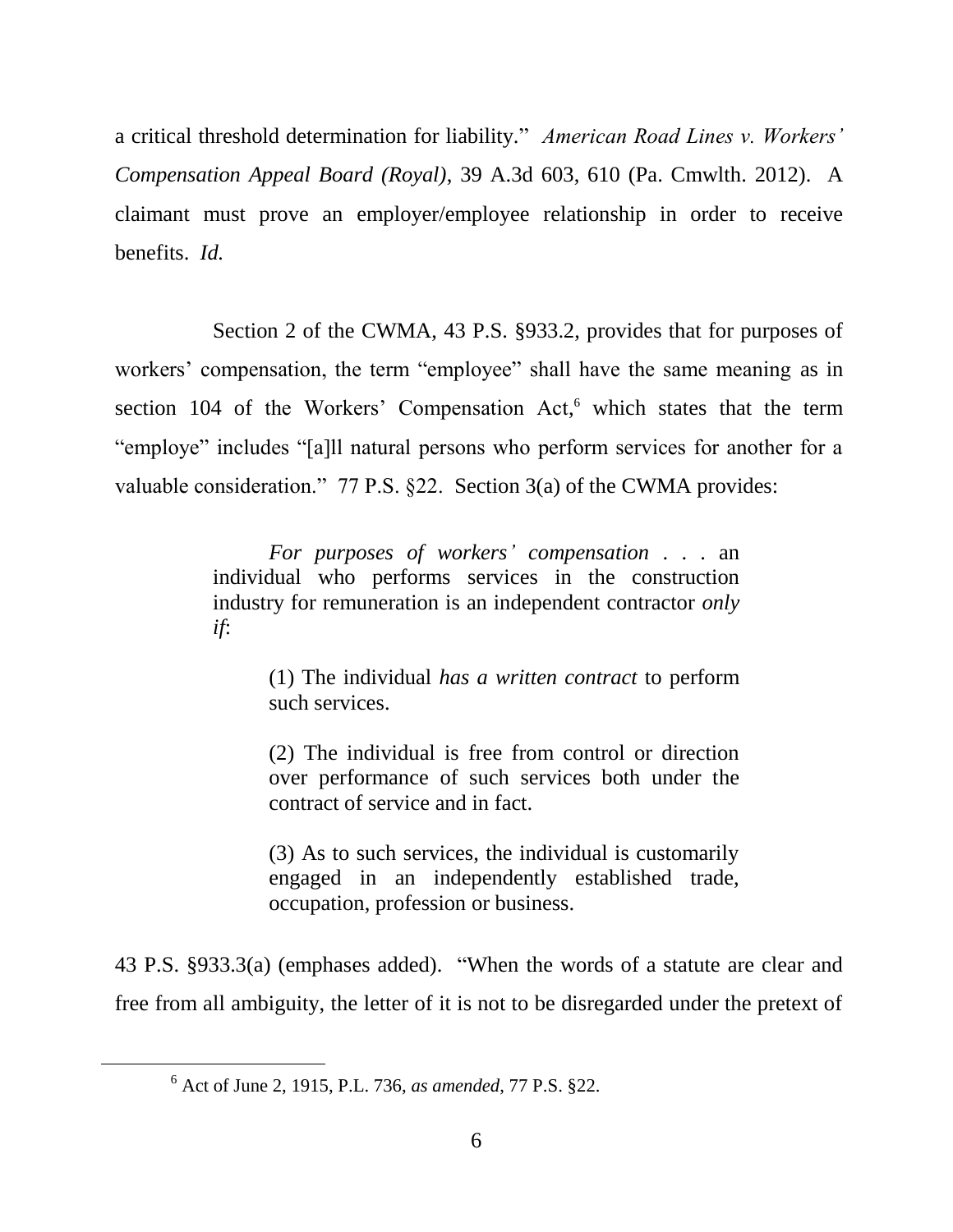a critical threshold determination for liability." *American Road Lines v. Workers' Compensation Appeal Board (Royal)*, 39 A.3d 603, 610 (Pa. Cmwlth. 2012). A claimant must prove an employer/employee relationship in order to receive benefits. *Id.*

Section 2 of the CWMA, 43 P.S. §933.2, provides that for purposes of workers' compensation, the term "employee" shall have the same meaning as in section 104 of the Workers' Compensation Act,[6] which states that the term "employe" includes "[a]ll natural persons who perform services for another for a valuable consideration." 77 P.S. §22. Section 3(a) of the CWMA provides:

> *For purposes of workers' compensation* . . . an individual who performs services in the construction industry for remuneration is an independent contractor *only if*:
>
> (1) The individual *has a written contract* to perform such services.
>
> (2) The individual is free from control or direction over performance of such services both under the contract of service and in fact.
>
> (3) As to such services, the individual is customarily engaged in an independently established trade, occupation, profession or business.

43 P.S. §933.3(a) (emphases added). "When the words of a statute are clear and free from all ambiguity, the letter of it is not to be disregarded under the pretext of

---

[6] Act of June 2, 1915, P.L. 736, *as amended*, 77 P.S. §22.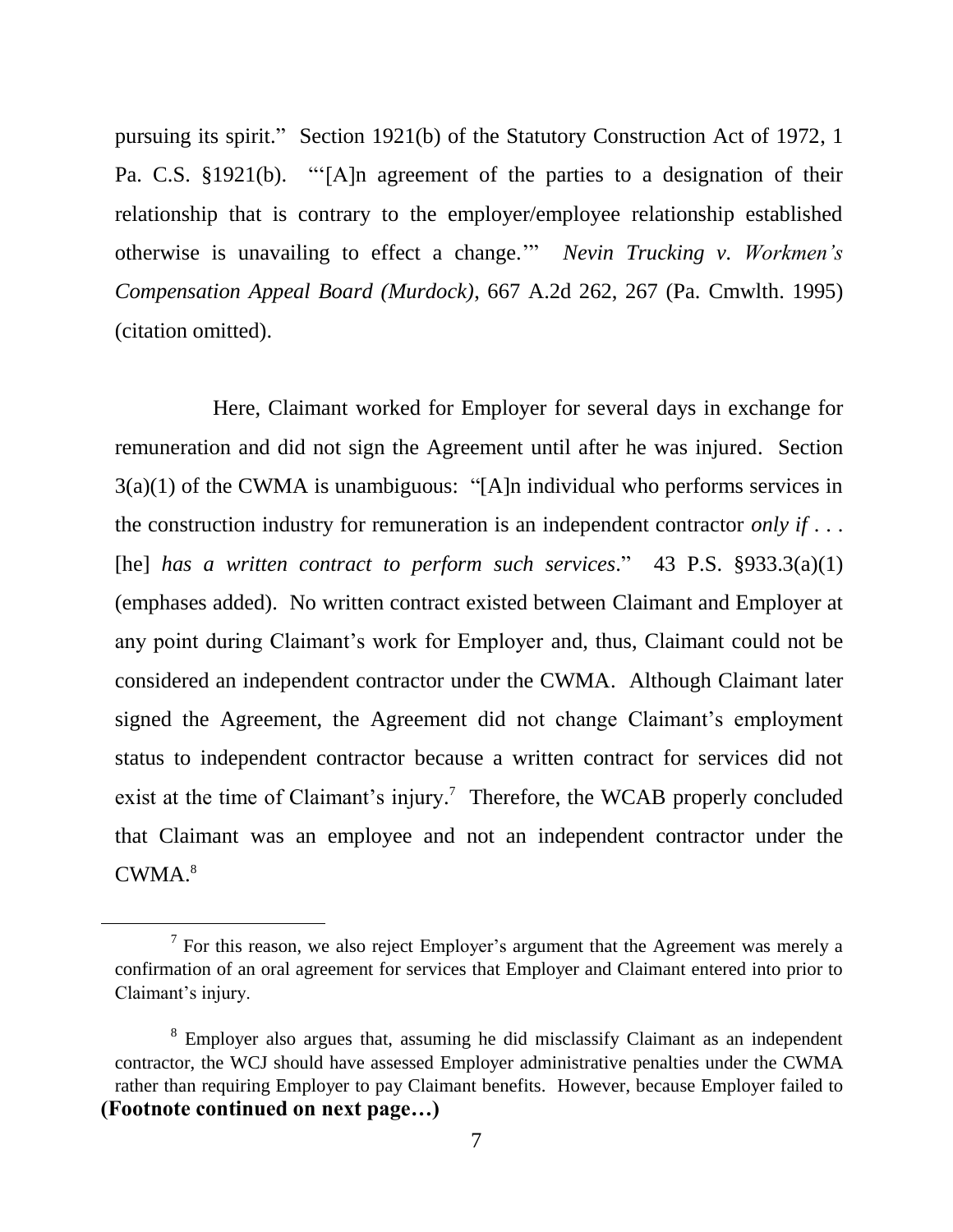pursuing its spirit." Section 1921(b) of the Statutory Construction Act of 1972, 1 Pa. C.S. §1921(b). "'[A]n agreement of the parties to a designation of their relationship that is contrary to the employer/employee relationship established otherwise is unavailing to effect a change.'" *Nevin Trucking v. Workmen's Compensation Appeal Board (Murdock)*, 667 A.2d 262, 267 (Pa. Cmwlth. 1995) (citation omitted).

Here, Claimant worked for Employer for several days in exchange for remuneration and did not sign the Agreement until after he was injured. Section 3(a)(1) of the CWMA is unambiguous: "[A]n individual who performs services in the construction industry for remuneration is an independent contractor *only if* . . . [he] *has a written contract to perform such services*." 43 P.S. §933.3(a)(1) (emphases added). No written contract existed between Claimant and Employer at any point during Claimant's work for Employer and, thus, Claimant could not be considered an independent contractor under the CWMA. Although Claimant later signed the Agreement, the Agreement did not change Claimant's employment status to independent contractor because a written contract for services did not exist at the time of Claimant's injury.[7] Therefore, the WCAB properly concluded that Claimant was an employee and not an independent contractor under the CWMA.[8]

---

[7] For this reason, we also reject Employer's argument that the Agreement was merely a confirmation of an oral agreement for services that Employer and Claimant entered into prior to Claimant's injury.

[8] Employer also argues that, assuming he did misclassify Claimant as an independent contractor, the WCJ should have assessed Employer administrative penalties under the CWMA rather than requiring Employer to pay Claimant benefits. However, because Employer failed to

**(Footnote continued on next page…)**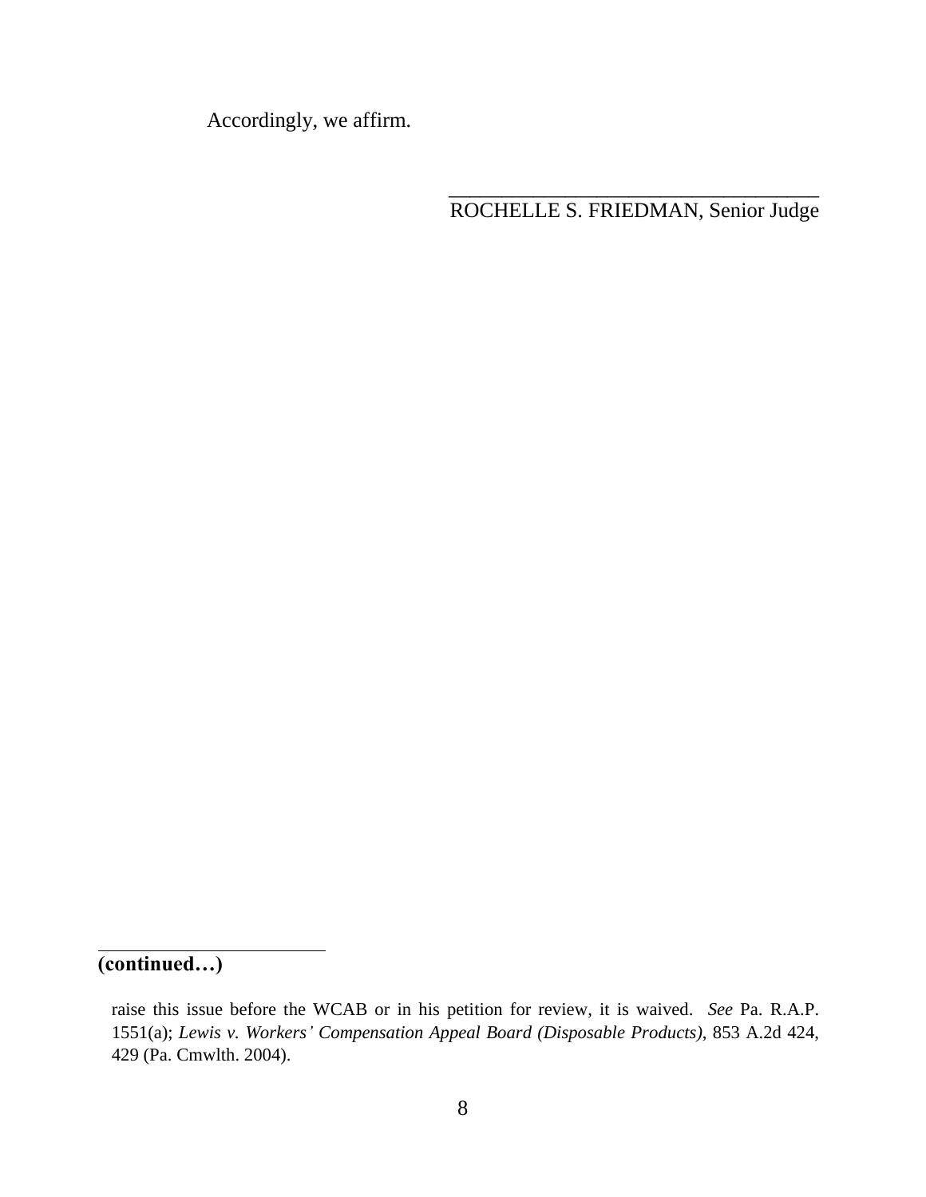Accordingly, we affirm.

\_\_\_\_\_\_\_\_\_\_\_\_\_\_\_\_\_\_\_\_\_\_\_\_\_\_\_\_\_\_\_\_\_\_\_\_
ROCHELLE S. FRIEDMAN, Senior Judge

---

**(continued…)**

raise this issue before the WCAB or in his petition for review, it is waived. *See* Pa. R.A.P. 1551(a); *Lewis v. Workers' Compensation Appeal Board (Disposable Products)*, 853 A.2d 424, 429 (Pa. Cmwlth. 2004).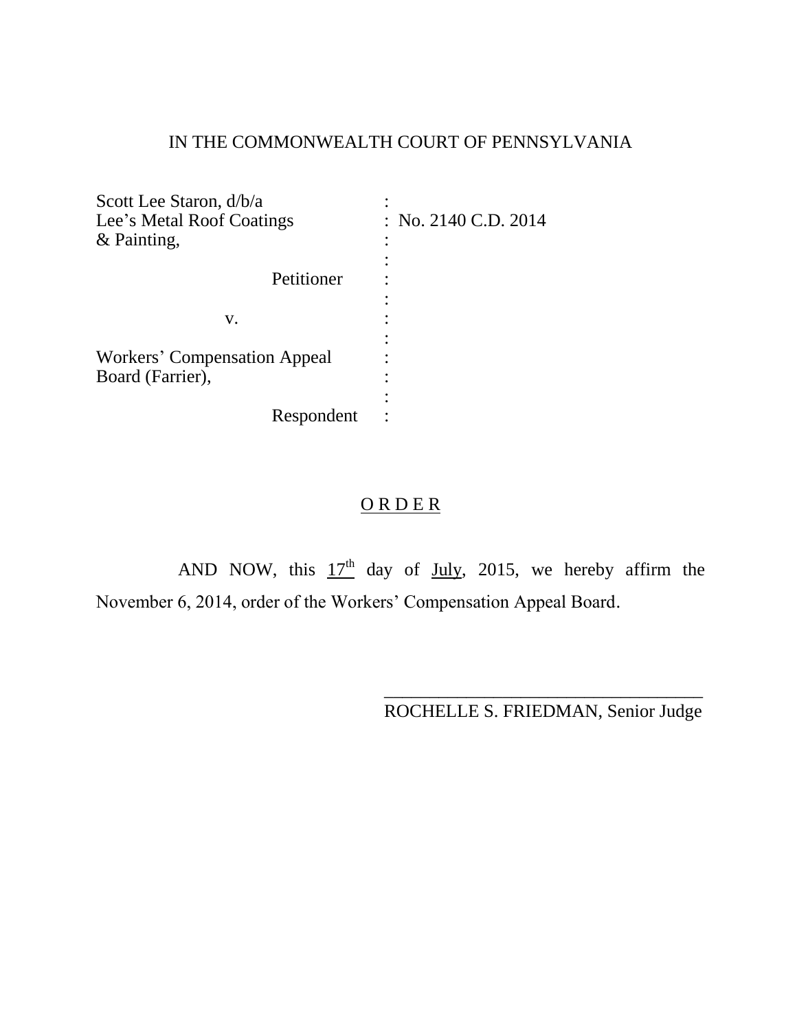IN THE COMMONWEALTH COURT OF PENNSYLVANIA

| | |
|---|---|
| Scott Lee Staron, d/b/a Lee's Metal Roof Coatings & Painting, | : No. 2140 C.D. 2014 |
| Petitioner | : |
| v. | : |
| Workers' Compensation Appeal Board (Farrier), | : |
| Respondent | : |

## ORDER

AND NOW, this 17th day of July, 2015, we hereby affirm the November 6, 2014, order of the Workers' Compensation Appeal Board.

___________________________________

ROCHELLE S. FRIEDMAN, Senior Judge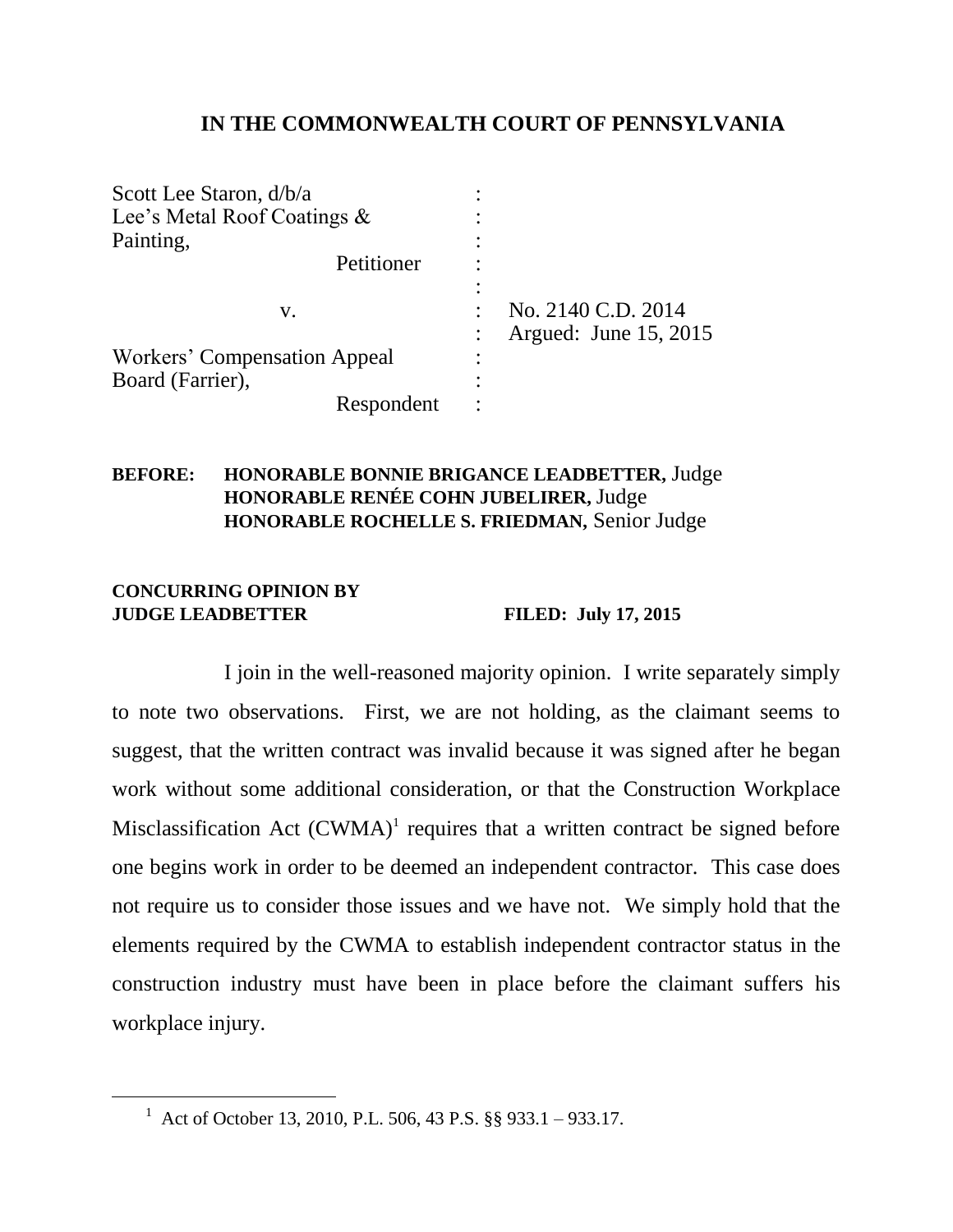**IN THE COMMONWEALTH COURT OF PENNSYLVANIA**

| | | |
|---|---|---|
| Scott Lee Staron, d/b/a | : | |
| Lee's Metal Roof Coatings & | : | |
| Painting, | : | |
| Petitioner | : | |
| | : | |
| v. | : | No. 2140 C.D. 2014 |
| | : | Argued: June 15, 2015 |
| Workers' Compensation Appeal | : | |
| Board (Farrier), | : | |
| Respondent | : | |

**BEFORE:** **HONORABLE BONNIE BRIGANCE LEADBETTER,** Judge
**HONORABLE RENÉE COHN JUBELIRER,** Judge
**HONORABLE ROCHELLE S. FRIEDMAN,** Senior Judge

**CONCURRING OPINION BY JUDGE LEADBETTER** **FILED: July 17, 2015**

I join in the well-reasoned majority opinion. I write separately simply to note two observations. First, we are not holding, as the claimant seems to suggest, that the written contract was invalid because it was signed after he began work without some additional consideration, or that the Construction Workplace Misclassification Act (CWMA)[1] requires that a written contract be signed before one begins work in order to be deemed an independent contractor. This case does not require us to consider those issues and we have not. We simply hold that the elements required by the CWMA to establish independent contractor status in the construction industry must have been in place before the claimant suffers his workplace injury.

---

[1] Act of October 13, 2010, P.L. 506, 43 P.S. §§ 933.1 – 933.17.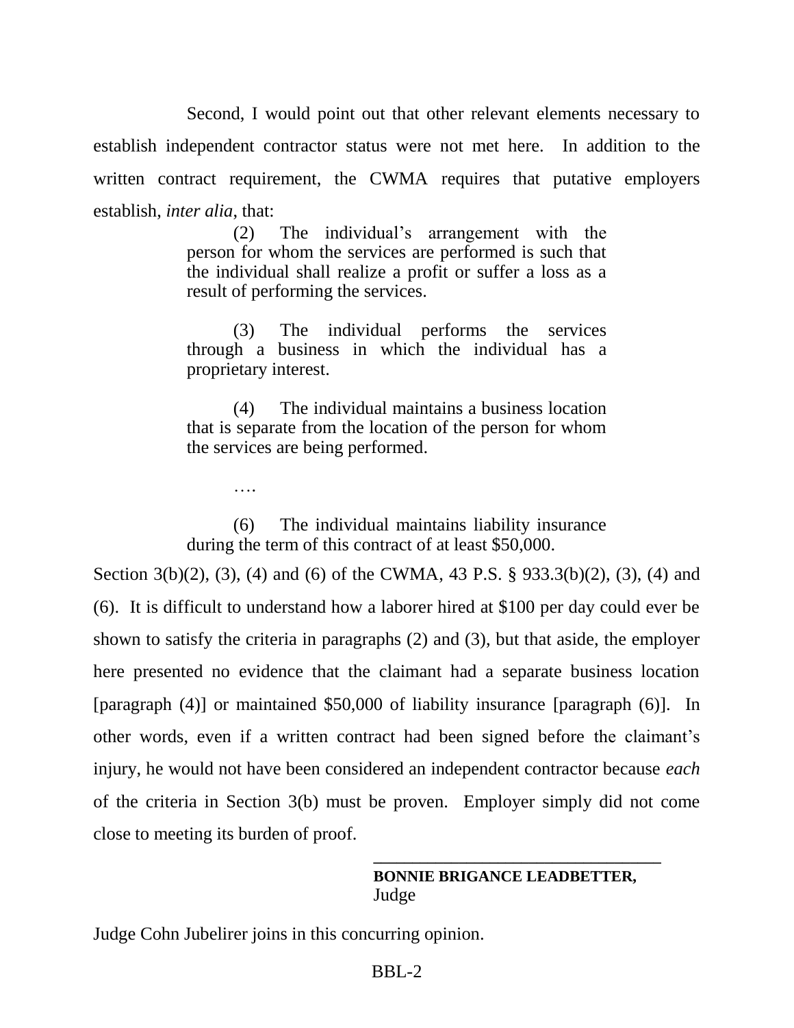Second, I would point out that other relevant elements necessary to establish independent contractor status were not met here. In addition to the written contract requirement, the CWMA requires that putative employers establish, *inter alia*, that:

> (2) The individual's arrangement with the person for whom the services are performed is such that the individual shall realize a profit or suffer a loss as a result of performing the services.
>
> (3) The individual performs the services through a business in which the individual has a proprietary interest.
>
> (4) The individual maintains a business location that is separate from the location of the person for whom the services are being performed.
>
> ….
>
> (6) The individual maintains liability insurance during the term of this contract of at least $50,000.

Section 3(b)(2), (3), (4) and (6) of the CWMA, 43 P.S. § 933.3(b)(2), (3), (4) and (6). It is difficult to understand how a laborer hired at $100 per day could ever be shown to satisfy the criteria in paragraphs (2) and (3), but that aside, the employer here presented no evidence that the claimant had a separate business location [paragraph (4)] or maintained $50,000 of liability insurance [paragraph (6)]. In other words, even if a written contract had been signed before the claimant's injury, he would not have been considered an independent contractor because *each* of the criteria in Section 3(b) must be proven. Employer simply did not come close to meeting its burden of proof.

\_\_\_\_\_\_\_\_\_\_\_\_\_\_\_\_\_\_\_\_\_\_\_\_\_\_\_\_\_\_\_\_\_\_\_\_

**BONNIE BRIGANCE LEADBETTER,**
Judge

Judge Cohn Jubelirer joins in this concurring opinion.